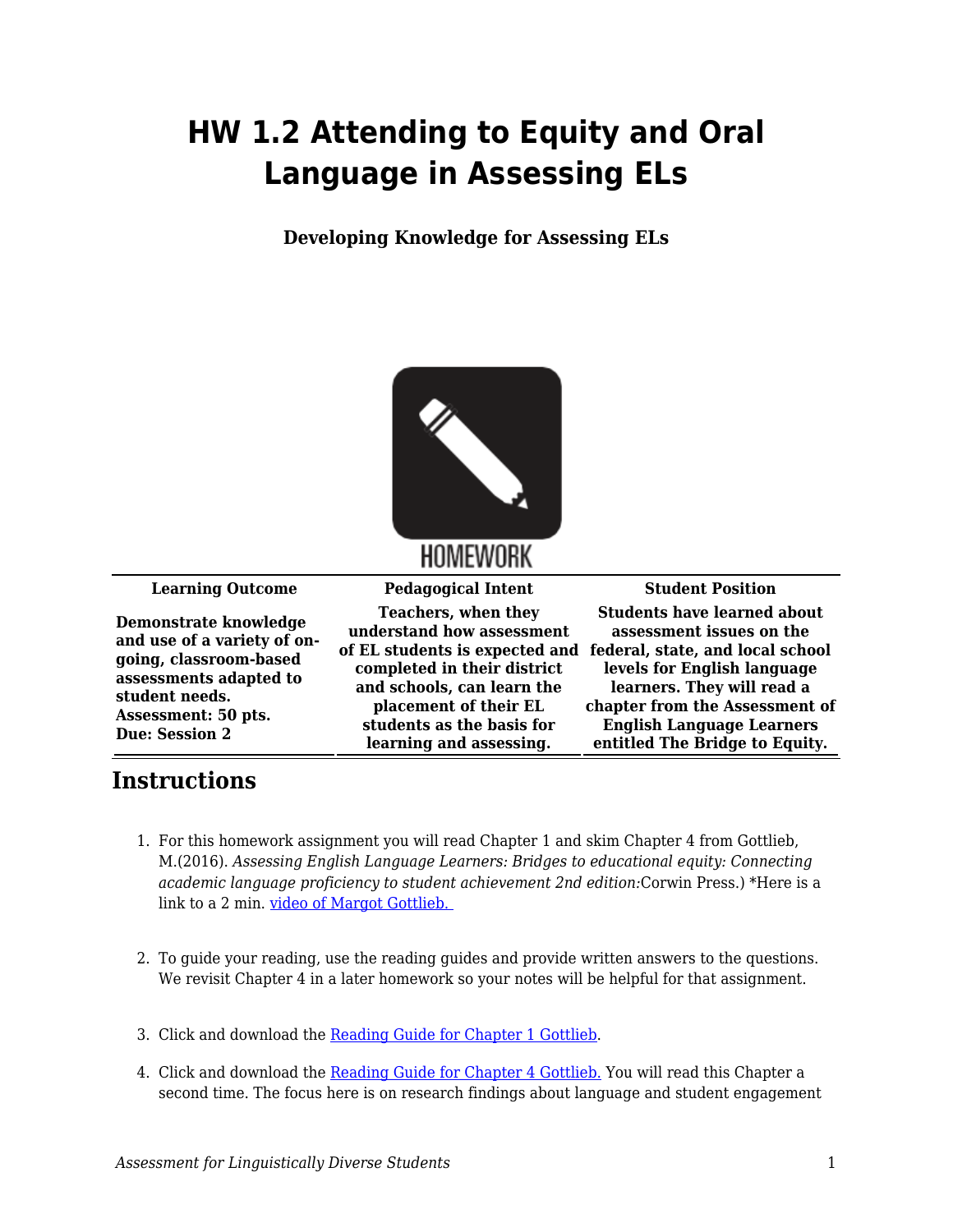# HW 1.2 Attending to Equity and Oral Language in Assessing ELs

**Developing Knowledge for Assessing ELs**

| Learning Outcome | Pedagogical Intent | Student Position |
|---|---|---|
| **Demonstrate knowledge and use of a variety of on-going, classroom-based assessments adapted to student needs. Assessment: 50 pts. Due: Session 2** | **Teachers, when they understand how assessment of EL students is expected and completed in their district and schools, can learn the placement of their EL students as the basis for learning and assessing.** | **Students have learned about assessment issues on the federal, state, and local school levels for English language learners. They will read a chapter from the Assessment of English Language Learners entitled The Bridge to Equity.** |

## Instructions

1. For this homework assignment you will read Chapter 1 and skim Chapter 4 from Gottlieb, M.(2016). *Assessing English Language Learners: Bridges to educational equity: Connecting academic language proficiency to student achievement 2nd edition:*Corwin Press.) *Here is a link to a 2 min. video of Margot Gottlieb.

2. To guide your reading, use the reading guides and provide written answers to the questions. We revisit Chapter 4 in a later homework so your notes will be helpful for that assignment.

3. Click and download the Reading Guide for Chapter 1 Gottlieb.

4. Click and download the Reading Guide for Chapter 4 Gottlieb. You will read this Chapter a second time. The focus here is on research findings about language and student engagement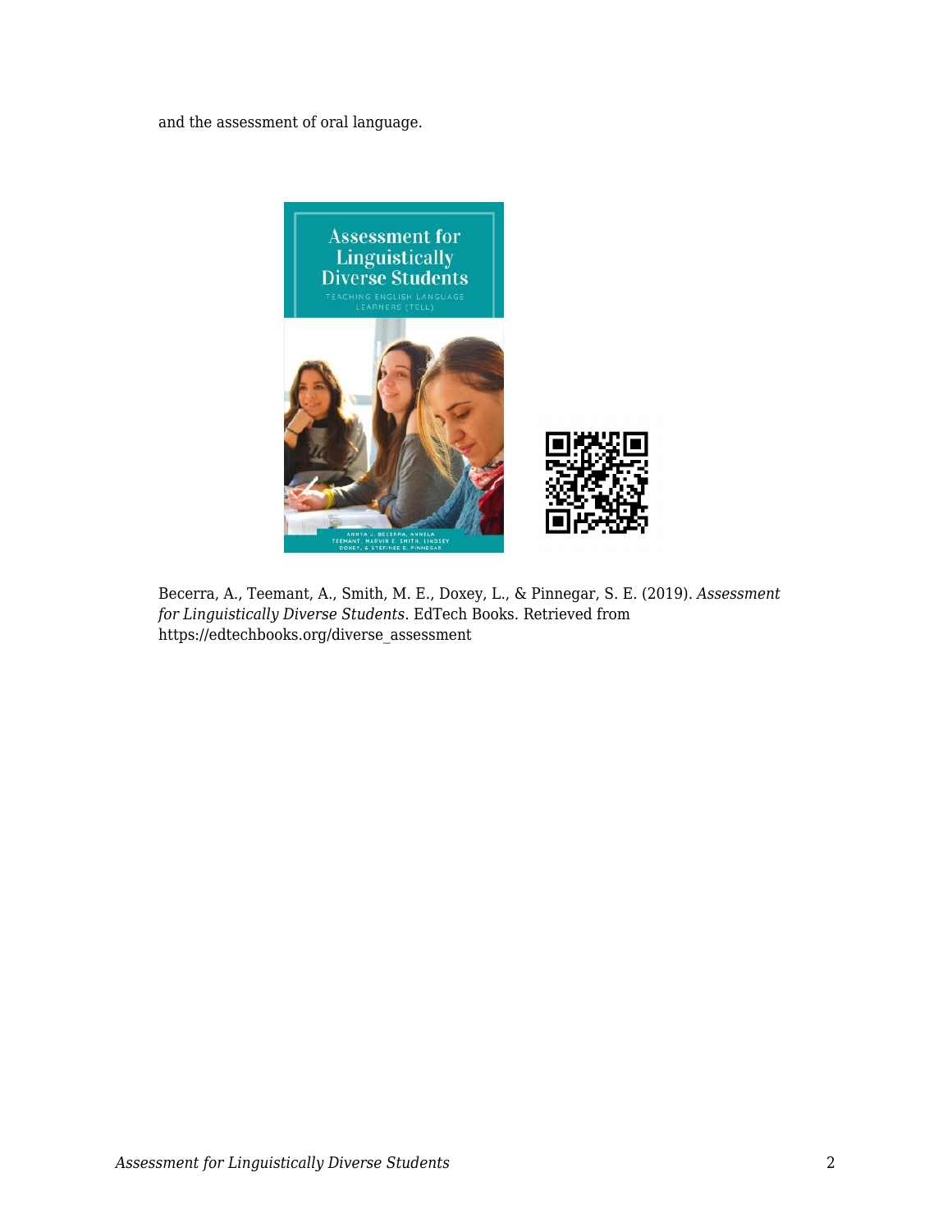and the assessment of oral language.

Becerra, A., Teemant, A., Smith, M. E., Doxey, L., & Pinnegar, S. E. (2019). *Assessment for Linguistically Diverse Students*. EdTech Books. Retrieved from https://edtechbooks.org/diverse_assessment